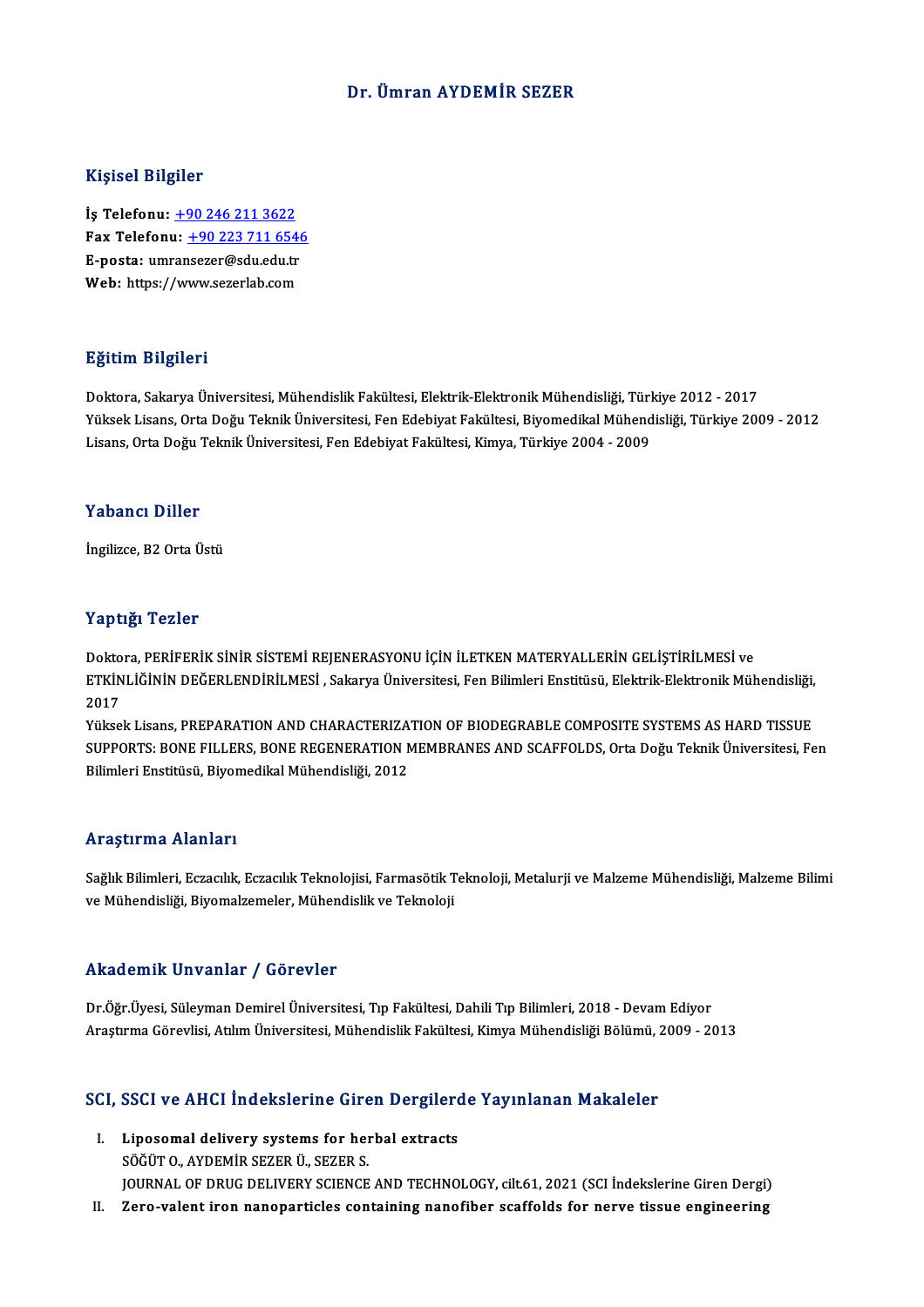# Dr. Ümran AYDEMİR SEZER

## Kişisel Bilgiler

**İş Telefonu:** +90 246 211 3622
**Fax Telefonu:** +90 223 711 6546
**E-posta:** umransezer@sdu.edu.tr
**Web:** https://www.sezerlab.com

## Eğitim Bilgileri

Doktora, Sakarya Üniversitesi, Mühendislik Fakültesi, Elektrik-Elektronik Mühendisliği, Türkiye 2012 - 2017
Yüksek Lisans, Orta Doğu Teknik Üniversitesi, Fen Edebiyat Fakültesi, Biyomedikal Mühendisliği, Türkiye 2009 - 2012
Lisans, Orta Doğu Teknik Üniversitesi, Fen Edebiyat Fakültesi, Kimya, Türkiye 2004 - 2009

## Yabancı Diller

İngilizce, B2 Orta Üstü

## Yaptığı Tezler

Doktora, PERİFERİK SİNİR SİSTEMİ REJENERASYONU İÇİN İLETKEN MATERYALLERİN GELİŞTİRİLMESİ ve ETKİNLİĞİNİN DEĞERLENDİRİLMESİ , Sakarya Üniversitesi, Fen Bilimleri Enstitüsü, Elektrik-Elektronik Mühendisliği, 2017

Yüksek Lisans, PREPARATION AND CHARACTERIZATION OF BIODEGRABLE COMPOSITE SYSTEMS AS HARD TISSUE SUPPORTS: BONE FILLERS, BONE REGENERATION MEMBRANES AND SCAFFOLDS, Orta Doğu Teknik Üniversitesi, Fen Bilimleri Enstitüsü, Biyomedikal Mühendisliği, 2012

## Araştırma Alanları

Sağlık Bilimleri, Eczacılık, Eczacılık Teknolojisi, Farmasötik Teknoloji, Metalurji ve Malzeme Mühendisliği, Malzeme Bilimi ve Mühendisliği, Biyomalzemeler, Mühendislik ve Teknoloji

## Akademik Unvanlar / Görevler

Dr.Öğr.Üyesi, Süleyman Demirel Üniversitesi, Tıp Fakültesi, Dahili Tıp Bilimleri, 2018 - Devam Ediyor
Araştırma Görevlisi, Atılım Üniversitesi, Mühendislik Fakültesi, Kimya Mühendisliği Bölümü, 2009 - 2013

## SCI, SSCI ve AHCI İndekslerine Giren Dergilerde Yayınlanan Makaleler

I. **Liposomal delivery systems for herbal extracts**
SÖĞÜT O., AYDEMİR SEZER Ü., SEZER S.
JOURNAL OF DRUG DELIVERY SCIENCE AND TECHNOLOGY, cilt.61, 2021 (SCI İndekslerine Giren Dergi)

II. **Zero-valent iron nanoparticles containing nanofiber scaffolds for nerve tissue engineering**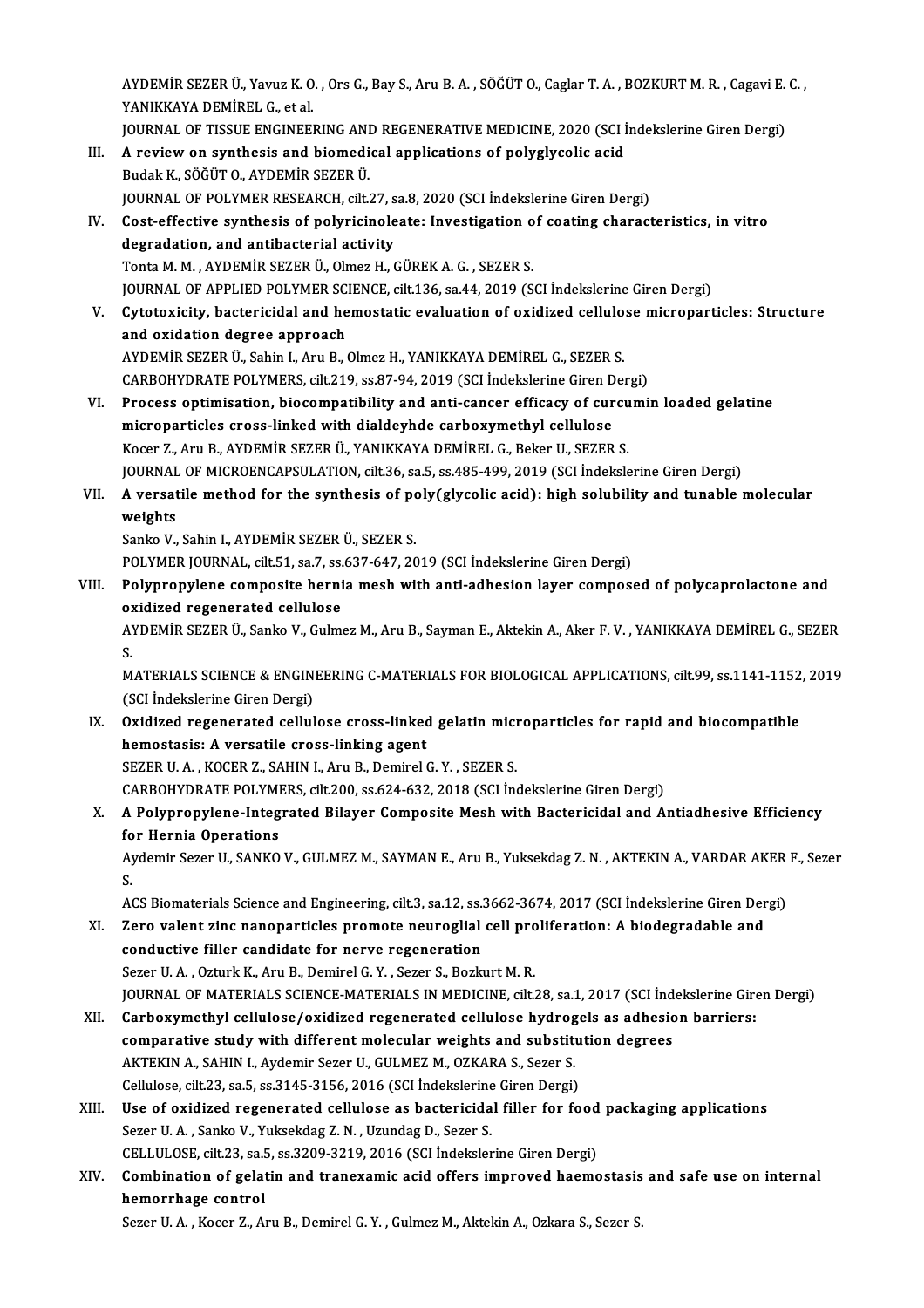AYDEMİR SEZER Ü., Yavuz K. O. , Ors G., Bay S., Aru B. A. , SÖĞÜT O., Caglar T. A. , BOZKURT M. R. , Cagavi E. C. , YANIKKAYA DEMİREL G., et al.
JOURNAL OF TISSUE ENGINEERING AND REGENERATIVE MEDICINE, 2020 (SCI İndekslerine Giren Dergi)

III. **A review on synthesis and biomedical applications of polyglycolic acid**
Budak K., SÖĞÜT O., AYDEMİR SEZER Ü.
JOURNAL OF POLYMER RESEARCH, cilt.27, sa.8, 2020 (SCI İndekslerine Giren Dergi)

IV. **Cost-effective synthesis of polyricinoleate: Investigation of coating characteristics, in vitro degradation, and antibacterial activity**
Tonta M. M. , AYDEMİR SEZER Ü., Olmez H., GÜREK A. G. , SEZER S.
JOURNAL OF APPLIED POLYMER SCIENCE, cilt.136, sa.44, 2019 (SCI İndekslerine Giren Dergi)

V. **Cytotoxicity, bactericidal and hemostatic evaluation of oxidized cellulose microparticles: Structure and oxidation degree approach**
AYDEMİR SEZER Ü., Sahin I., Aru B., Olmez H., YANIKKAYA DEMİREL G., SEZER S.
CARBOHYDRATE POLYMERS, cilt.219, ss.87-94, 2019 (SCI İndekslerine Giren Dergi)

VI. **Process optimisation, biocompatibility and anti-cancer efficacy of curcumin loaded gelatine microparticles cross-linked with dialdeyhde carboxymethyl cellulose**
Kocer Z., Aru B., AYDEMİR SEZER Ü., YANIKKAYA DEMİREL G., Beker U., SEZER S.
JOURNAL OF MICROENCAPSULATION, cilt.36, sa.5, ss.485-499, 2019 (SCI İndekslerine Giren Dergi)

VII. **A versatile method for the synthesis of poly(glycolic acid): high solubility and tunable molecular weights**
Sanko V., Sahin I., AYDEMİR SEZER Ü., SEZER S.
POLYMER JOURNAL, cilt.51, sa.7, ss.637-647, 2019 (SCI İndekslerine Giren Dergi)

VIII. **Polypropylene composite hernia mesh with anti-adhesion layer composed of polycaprolactone and oxidized regenerated cellulose**
AYDEMİR SEZER Ü., Sanko V., Gulmez M., Aru B., Sayman E., Aktekin A., Aker F. V. , YANIKKAYA DEMİREL G., SEZER S.
MATERIALS SCIENCE & ENGINEERING C-MATERIALS FOR BIOLOGICAL APPLICATIONS, cilt.99, ss.1141-1152, 2019 (SCI İndekslerine Giren Dergi)

IX. **Oxidized regenerated cellulose cross-linked gelatin microparticles for rapid and biocompatible hemostasis: A versatile cross-linking agent**
SEZER U. A. , KOCER Z., SAHIN I., Aru B., Demirel G. Y. , SEZER S.
CARBOHYDRATE POLYMERS, cilt.200, ss.624-632, 2018 (SCI İndekslerine Giren Dergi)

X. **A Polypropylene-Integrated Bilayer Composite Mesh with Bactericidal and Antiadhesive Efficiency for Hernia Operations**
Aydemir Sezer U., SANKO V., GULMEZ M., SAYMAN E., Aru B., Yuksekdag Z. N. , AKTEKIN A., VARDAR AKER F., Sezer S.
ACS Biomaterials Science and Engineering, cilt.3, sa.12, ss.3662-3674, 2017 (SCI İndekslerine Giren Dergi)

XI. **Zero valent zinc nanoparticles promote neuroglial cell proliferation: A biodegradable and conductive filler candidate for nerve regeneration**
Sezer U. A. , Ozturk K., Aru B., Demirel G. Y. , Sezer S., Bozkurt M. R.
JOURNAL OF MATERIALS SCIENCE-MATERIALS IN MEDICINE, cilt.28, sa.1, 2017 (SCI İndekslerine Giren Dergi)

XII. **Carboxymethyl cellulose/oxidized regenerated cellulose hydrogels as adhesion barriers: comparative study with different molecular weights and substitution degrees**
AKTEKIN A., SAHIN I., Aydemir Sezer U., GULMEZ M., OZKARA S., Sezer S.
Cellulose, cilt.23, sa.5, ss.3145-3156, 2016 (SCI İndekslerine Giren Dergi)

XIII. **Use of oxidized regenerated cellulose as bactericidal filler for food packaging applications**
Sezer U. A. , Sanko V., Yuksekdag Z. N. , Uzundag D., Sezer S.
CELLULOSE, cilt.23, sa.5, ss.3209-3219, 2016 (SCI İndekslerine Giren Dergi)

XIV. **Combination of gelatin and tranexamic acid offers improved haemostasis and safe use on internal hemorrhage control**
Sezer U. A. , Kocer Z., Aru B., Demirel G. Y. , Gulmez M., Aktekin A., Ozkara S., Sezer S.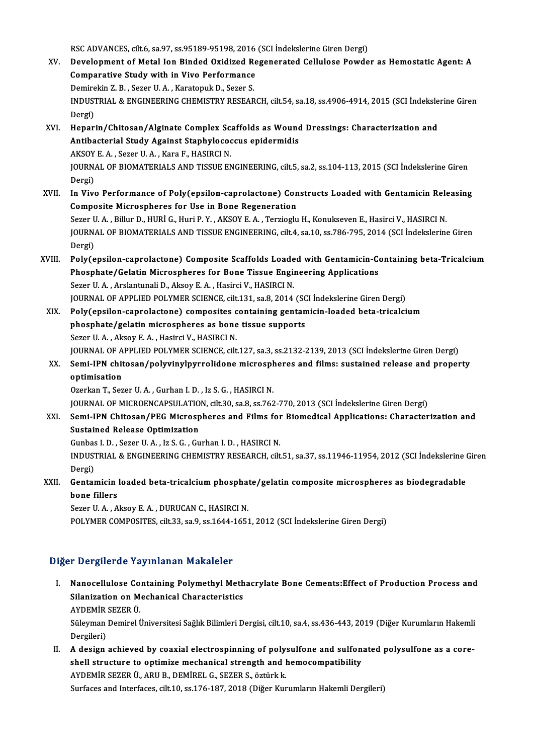RSC ADVANCES, cilt.6, sa.97, ss.95189-95198, 2016 (SCI İndekslerine Giren Dergi)

XV. **Development of Metal Ion Binded Oxidized Regenerated Cellulose Powder as Hemostatic Agent: A Comparative Study with in Vivo Performance**
Demirekin Z. B. , Sezer U. A. , Karatopuk D., Sezer S.
INDUSTRIAL & ENGINEERING CHEMISTRY RESEARCH, cilt.54, sa.18, ss.4906-4914, 2015 (SCI İndekslerine Giren Dergi)

XVI. **Heparin/Chitosan/Alginate Complex Scaffolds as Wound Dressings: Characterization and Antibacterial Study Against Staphylococcus epidermidis**
AKSOY E. A. , Sezer U. A. , Kara F., HASIRCI N.
JOURNAL OF BIOMATERIALS AND TISSUE ENGINEERING, cilt.5, sa.2, ss.104-113, 2015 (SCI İndekslerine Giren Dergi)

XVII. **In Vivo Performance of Poly(epsilon-caprolactone) Constructs Loaded with Gentamicin Releasing Composite Microspheres for Use in Bone Regeneration**
Sezer U. A. , Billur D., HURİ G., Huri P. Y. , AKSOY E. A. , Terzioglu H., Konukseven E., Hasirci V., HASIRCI N.
JOURNAL OF BIOMATERIALS AND TISSUE ENGINEERING, cilt.4, sa.10, ss.786-795, 2014 (SCI İndekslerine Giren Dergi)

XVIII. **Poly(epsilon-caprolactone) Composite Scaffolds Loaded with Gentamicin-Containing beta-Tricalcium Phosphate/Gelatin Microspheres for Bone Tissue Engineering Applications**
Sezer U. A. , Arslantunali D., Aksoy E. A. , Hasirci V., HASIRCI N.
JOURNAL OF APPLIED POLYMER SCIENCE, cilt.131, sa.8, 2014 (SCI İndekslerine Giren Dergi)

XIX. **Poly(epsilon-caprolactone) composites containing gentamicin-loaded beta-tricalcium phosphate/gelatin microspheres as bone tissue supports**
Sezer U. A. , Aksoy E. A. , Hasirci V., HASIRCI N.
JOURNAL OF APPLIED POLYMER SCIENCE, cilt.127, sa.3, ss.2132-2139, 2013 (SCI İndekslerine Giren Dergi)

XX. **Semi-IPN chitosan/polyvinylpyrrolidone microspheres and films: sustained release and property optimisation**
Ozerkan T., Sezer U. A. , Gurhan I. D. , Iz S. G. , HASIRCI N.
JOURNAL OF MICROENCAPSULATION, cilt.30, sa.8, ss.762-770, 2013 (SCI İndekslerine Giren Dergi)

XXI. **Semi-IPN Chitosan/PEG Microspheres and Films for Biomedical Applications: Characterization and Sustained Release Optimization**
Gunbas I. D. , Sezer U. A. , Iz S. G. , Gurhan I. D. , HASIRCI N.
INDUSTRIAL & ENGINEERING CHEMISTRY RESEARCH, cilt.51, sa.37, ss.11946-11954, 2012 (SCI İndekslerine Giren Dergi)

XXII. **Gentamicin loaded beta-tricalcium phosphate/gelatin composite microspheres as biodegradable bone fillers**
Sezer U. A. , Aksoy E. A. , DURUCAN C., HASIRCI N.
POLYMER COMPOSITES, cilt.33, sa.9, ss.1644-1651, 2012 (SCI İndekslerine Giren Dergi)

## Diğer Dergilerde Yayınlanan Makaleler

I. **Nanocellulose Containing Polymethyl Methacrylate Bone Cements:Effect of Production Process and Silanization on Mechanical Characteristics**
AYDEMİR SEZER Ü.
Süleyman Demirel Üniversitesi Sağlık Bilimleri Dergisi, cilt.10, sa.4, ss.436-443, 2019 (Diğer Kurumların Hakemli Dergileri)

II. **A design achieved by coaxial electrospinning of polysulfone and sulfonated polysulfone as a core-shell structure to optimize mechanical strength and hemocompatibility**
AYDEMİR SEZER Ü., ARU B., DEMİREL G., SEZER S., öztürk k.
Surfaces and Interfaces, cilt.10, ss.176-187, 2018 (Diğer Kurumların Hakemli Dergileri)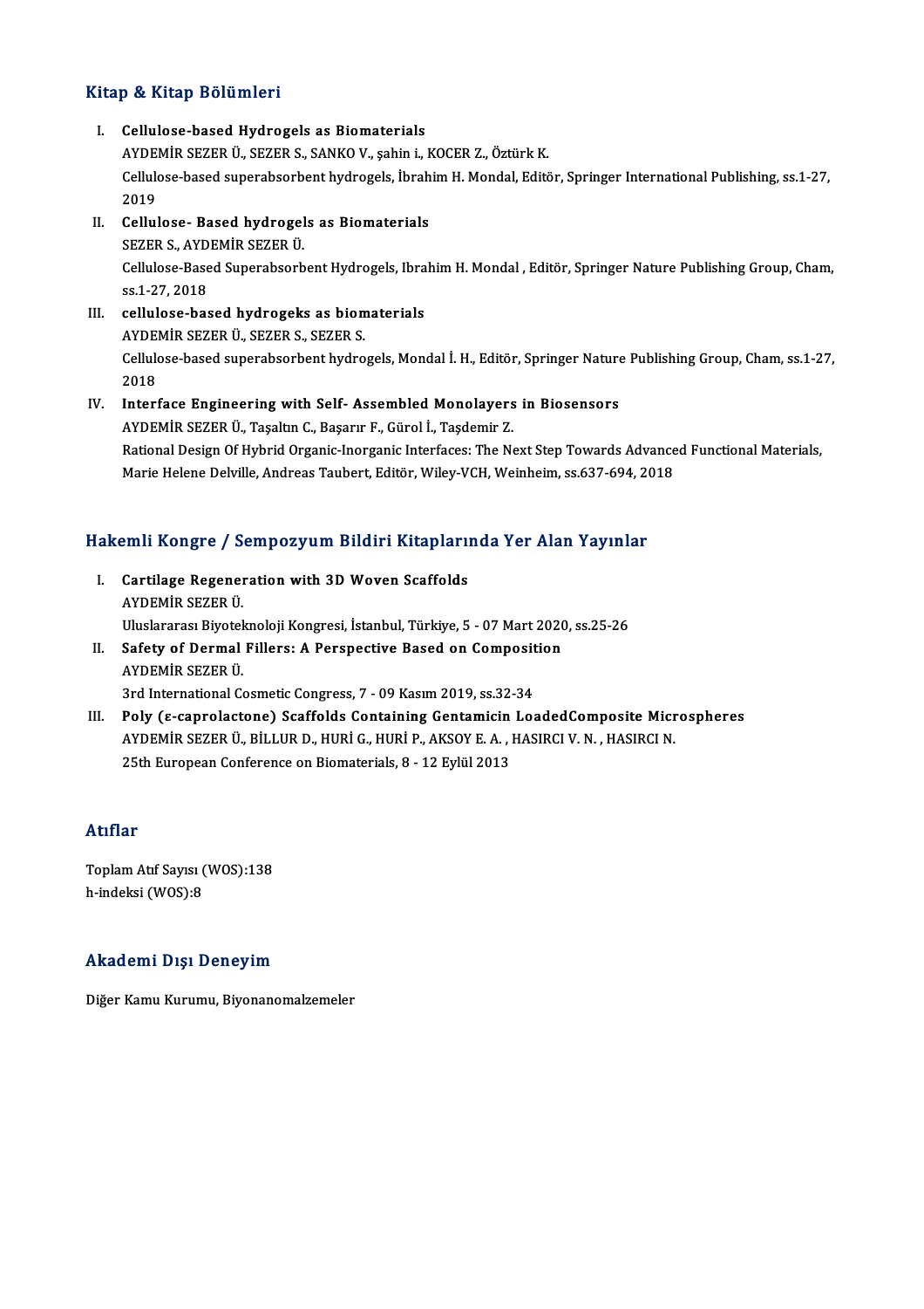## Kitap & Kitap Bölümleri

I. **Cellulose-based Hydrogels as Biomaterials**
   AYDEMİR SEZER Ü., SEZER S., SANKO V., şahin i., KOCER Z., Öztürk K.
   Cellulose-based superabsorbent hydrogels, İbrahim H. Mondal, Editör, Springer International Publishing, ss.1-27, 2019
II. **Cellulose- Based hydrogels as Biomaterials**
   SEZER S., AYDEMİR SEZER Ü.
   Cellulose-Based Superabsorbent Hydrogels, Ibrahim H. Mondal , Editör, Springer Nature Publishing Group, Cham, ss.1-27, 2018
III. **cellulose-based hydrogeks as biomaterials**
   AYDEMİR SEZER Ü., SEZER S., SEZER S.
   Cellulose-based superabsorbent hydrogels, Mondal İ. H., Editör, Springer Nature Publishing Group, Cham, ss.1-27, 2018
IV. **Interface Engineering with Self- Assembled Monolayers in Biosensors**
   AYDEMİR SEZER Ü., Taşaltın C., Başarır F., Gürol İ., Taşdemir Z.
   Rational Design Of Hybrid Organic-Inorganic Interfaces: The Next Step Towards Advanced Functional Materials, Marie Helene Delville, Andreas Taubert, Editör, Wiley-VCH, Weinheim, ss.637-694, 2018

## Hakemli Kongre / Sempozyum Bildiri Kitaplarında Yer Alan Yayınlar

I. **Cartilage Regeneration with 3D Woven Scaffolds**
   AYDEMİR SEZER Ü.
   Uluslararası Biyoteknoloji Kongresi, İstanbul, Türkiye, 5 - 07 Mart 2020, ss.25-26
II. **Safety of Dermal Fillers: A Perspective Based on Composition**
   AYDEMİR SEZER Ü.
   3rd International Cosmetic Congress, 7 - 09 Kasım 2019, ss.32-34
III. **Poly (ε-caprolactone) Scaffolds Containing Gentamicin LoadedComposite Microspheres**
   AYDEMİR SEZER Ü., BİLLUR D., HURİ G., HURİ P., AKSOY E. A. , HASIRCI V. N. , HASIRCI N.
   25th European Conference on Biomaterials, 8 - 12 Eylül 2013

## Atıflar

Toplam Atıf Sayısı (WOS):138
h-indeksi (WOS):8

## Akademi Dışı Deneyim

Diğer Kamu Kurumu, Biyonanomalzemeler